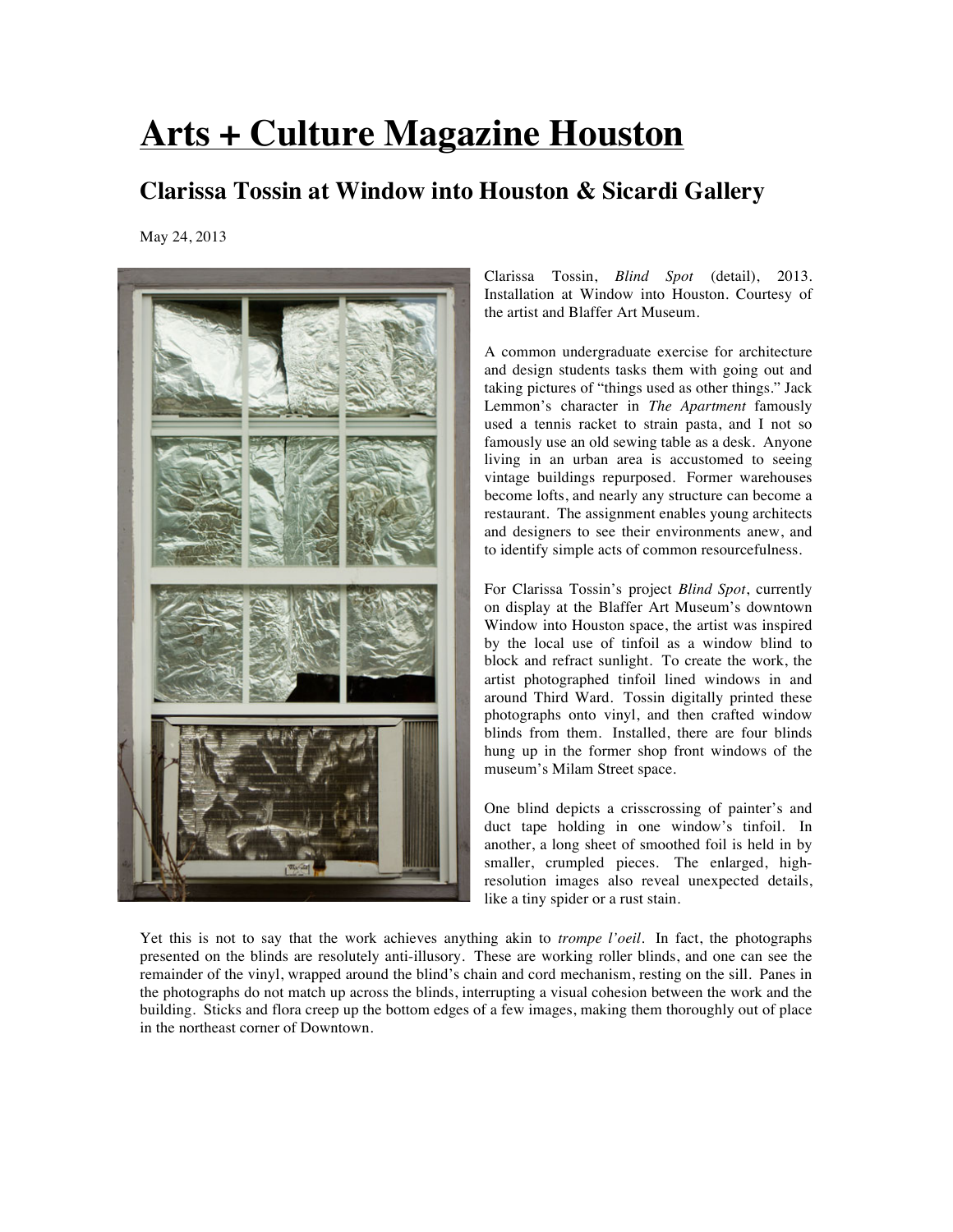# Arts + Culture Magazine Houston

## Clarissa Tossin at Window into Houston & Sicardi Gallery

May 24, 2013

Clarissa Tossin, *Blind Spot* (detail), 2013. Installation at Window into Houston. Courtesy of the artist and Blaffer Art Museum.

A common undergraduate exercise for architecture and design students tasks them with going out and taking pictures of "things used as other things." Jack Lemmon's character in *The Apartment* famously used a tennis racket to strain pasta, and I not so famously use an old sewing table as a desk. Anyone living in an urban area is accustomed to seeing vintage buildings repurposed. Former warehouses become lofts, and nearly any structure can become a restaurant. The assignment enables young architects and designers to see their environments anew, and to identify simple acts of common resourcefulness.

For Clarissa Tossin's project *Blind Spot*, currently on display at the Blaffer Art Museum's downtown Window into Houston space, the artist was inspired by the local use of tinfoil as a window blind to block and refract sunlight. To create the work, the artist photographed tinfoil lined windows in and around Third Ward. Tossin digitally printed these photographs onto vinyl, and then crafted window blinds from them. Installed, there are four blinds hung up in the former shop front windows of the museum's Milam Street space.

One blind depicts a crisscrossing of painter's and duct tape holding in one window's tinfoil. In another, a long sheet of smoothed foil is held in by smaller, crumpled pieces. The enlarged, high-resolution images also reveal unexpected details, like a tiny spider or a rust stain.

Yet this is not to say that the work achieves anything akin to *trompe l'oeil*. In fact, the photographs presented on the blinds are resolutely anti-illusory. These are working roller blinds, and one can see the remainder of the vinyl, wrapped around the blind's chain and cord mechanism, resting on the sill. Panes in the photographs do not match up across the blinds, interrupting a visual cohesion between the work and the building. Sticks and flora creep up the bottom edges of a few images, making them thoroughly out of place in the northeast corner of Downtown.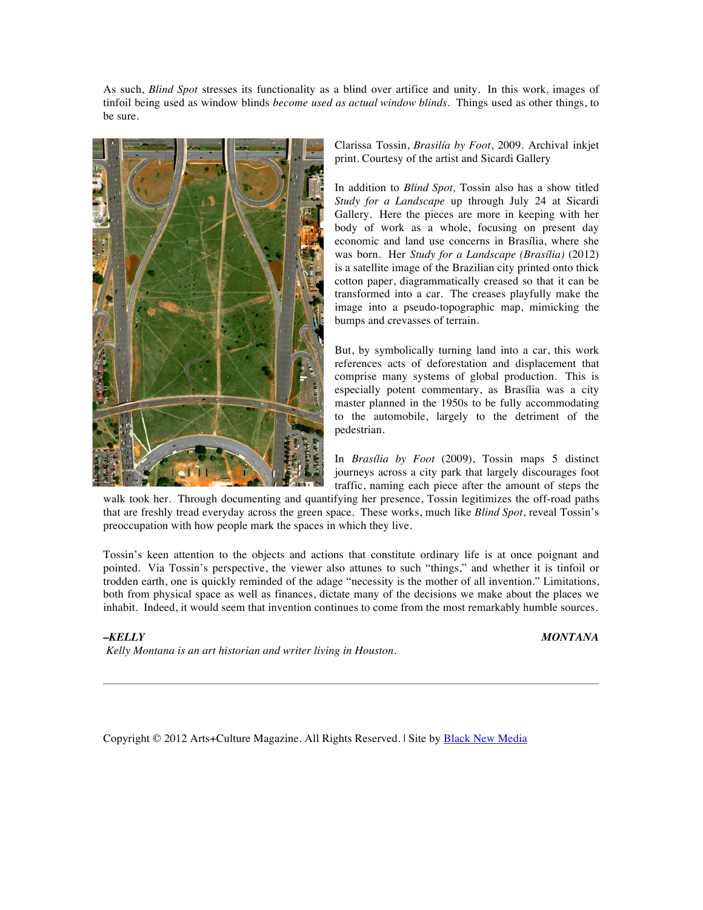As such, *Blind Spot* stresses its functionality as a blind over artifice and unity. In this work, images of tinfoil being used as window blinds *become used as actual window blinds*. Things used as other things, to be sure.

Clarissa Tossin, *Brasilía by Foot*, 2009. Archival inkjet print. Courtesy of the artist and Sicardi Gallery

In addition to *Blind Spot,* Tossin also has a show titled *Study for a Landscape* up through July 24 at Sicardi Gallery. Here the pieces are more in keeping with her body of work as a whole, focusing on present day economic and land use concerns in Brasília, where she was born. Her *Study for a Landscape (Brasília)* (2012) is a satellite image of the Brazilian city printed onto thick cotton paper, diagrammatically creased so that it can be transformed into a car. The creases playfully make the image into a pseudo-topographic map, mimicking the bumps and crevasses of terrain.

But, by symbolically turning land into a car, this work references acts of deforestation and displacement that comprise many systems of global production. This is especially potent commentary, as Brasília was a city master planned in the 1950s to be fully accommodating to the automobile, largely to the detriment of the pedestrian.

In *Brasília by Foot* (2009), Tossin maps 5 distinct journeys across a city park that largely discourages foot traffic, naming each piece after the amount of steps the walk took her. Through documenting and quantifying her presence, Tossin legitimizes the off-road paths that are freshly tread everyday across the green space. These works, much like *Blind Spot*, reveal Tossin's preoccupation with how people mark the spaces in which they live.

Tossin's keen attention to the objects and actions that constitute ordinary life is at once poignant and pointed. Via Tossin's perspective, the viewer also attunes to such "things," and whether it is tinfoil or trodden earth, one is quickly reminded of the adage "necessity is the mother of all invention." Limitations, both from physical space as well as finances, dictate many of the decisions we make about the places we inhabit. Indeed, it would seem that invention continues to come from the most remarkably humble sources.

***–KELLY MONTANA***

*Kelly Montana is an art historian and writer living in Houston.*

---

Copyright © 2012 Arts+Culture Magazine. All Rights Reserved. | Site by Black New Media